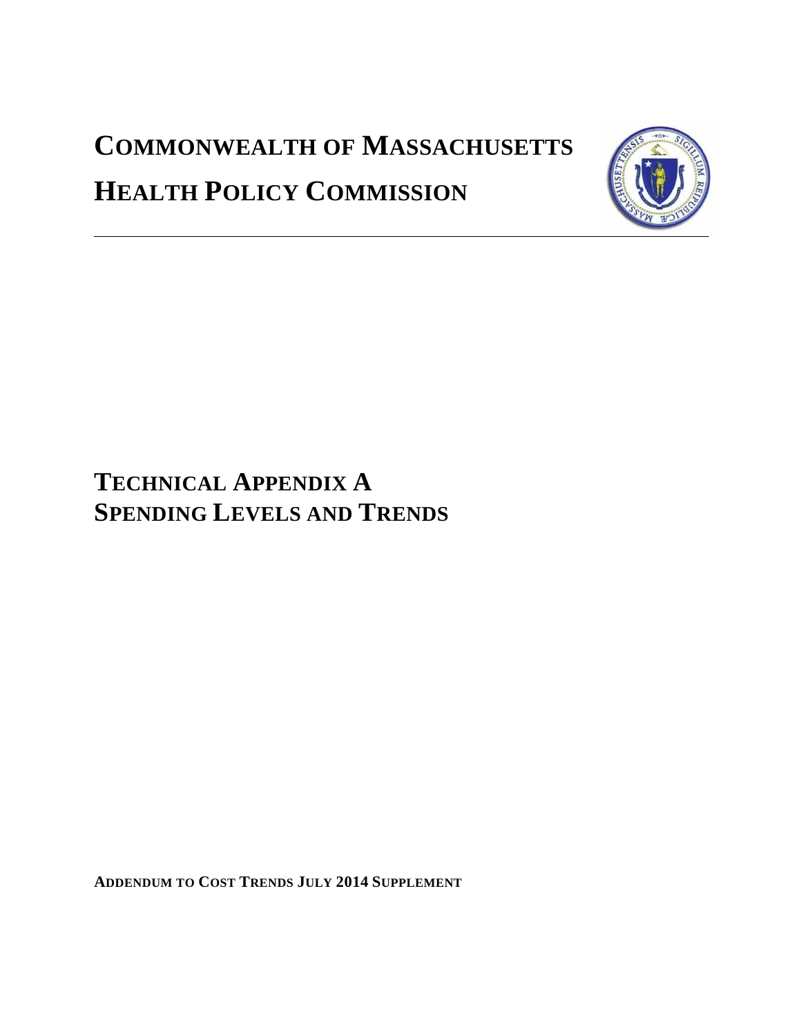# COMMONWEALTH OF MASSACHUSETTS

# HEALTH POLICY COMMISSION

## TECHNICAL APPENDIX A
## SPENDING LEVELS AND TRENDS

**ADDENDUM TO COST TRENDS JULY 2014 SUPPLEMENT**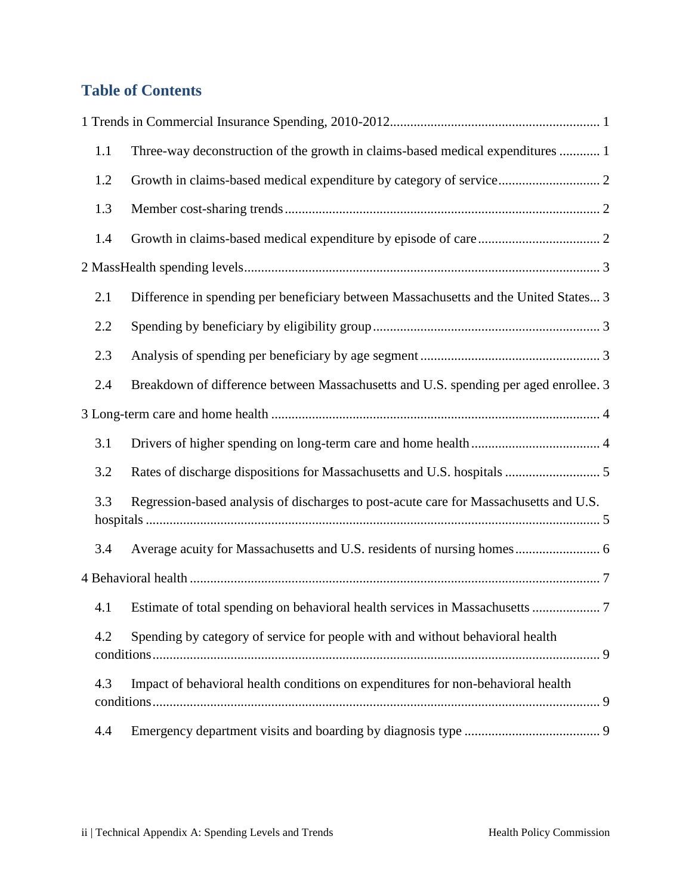## Table of Contents

1 Trends in Commercial Insurance Spending, 2010-2012 .... 1

- 1.1 Three-way deconstruction of the growth in claims-based medical expenditures .... 1
- 1.2 Growth in claims-based medical expenditure by category of service .... 2
- 1.3 Member cost-sharing trends .... 2
- 1.4 Growth in claims-based medical expenditure by episode of care .... 2

2 MassHealth spending levels .... 3

- 2.1 Difference in spending per beneficiary between Massachusetts and the United States .... 3
- 2.2 Spending by beneficiary by eligibility group .... 3
- 2.3 Analysis of spending per beneficiary by age segment .... 3
- 2.4 Breakdown of difference between Massachusetts and U.S. spending per aged enrollee .... 3

3 Long-term care and home health .... 4

- 3.1 Drivers of higher spending on long-term care and home health .... 4
- 3.2 Rates of discharge dispositions for Massachusetts and U.S. hospitals .... 5
- 3.3 Regression-based analysis of discharges to post-acute care for Massachusetts and U.S. hospitals .... 5
- 3.4 Average acuity for Massachusetts and U.S. residents of nursing homes .... 6

4 Behavioral health .... 7

- 4.1 Estimate of total spending on behavioral health services in Massachusetts .... 7
- 4.2 Spending by category of service for people with and without behavioral health conditions .... 9
- 4.3 Impact of behavioral health conditions on expenditures for non-behavioral health conditions .... 9
- 4.4 Emergency department visits and boarding by diagnosis type .... 9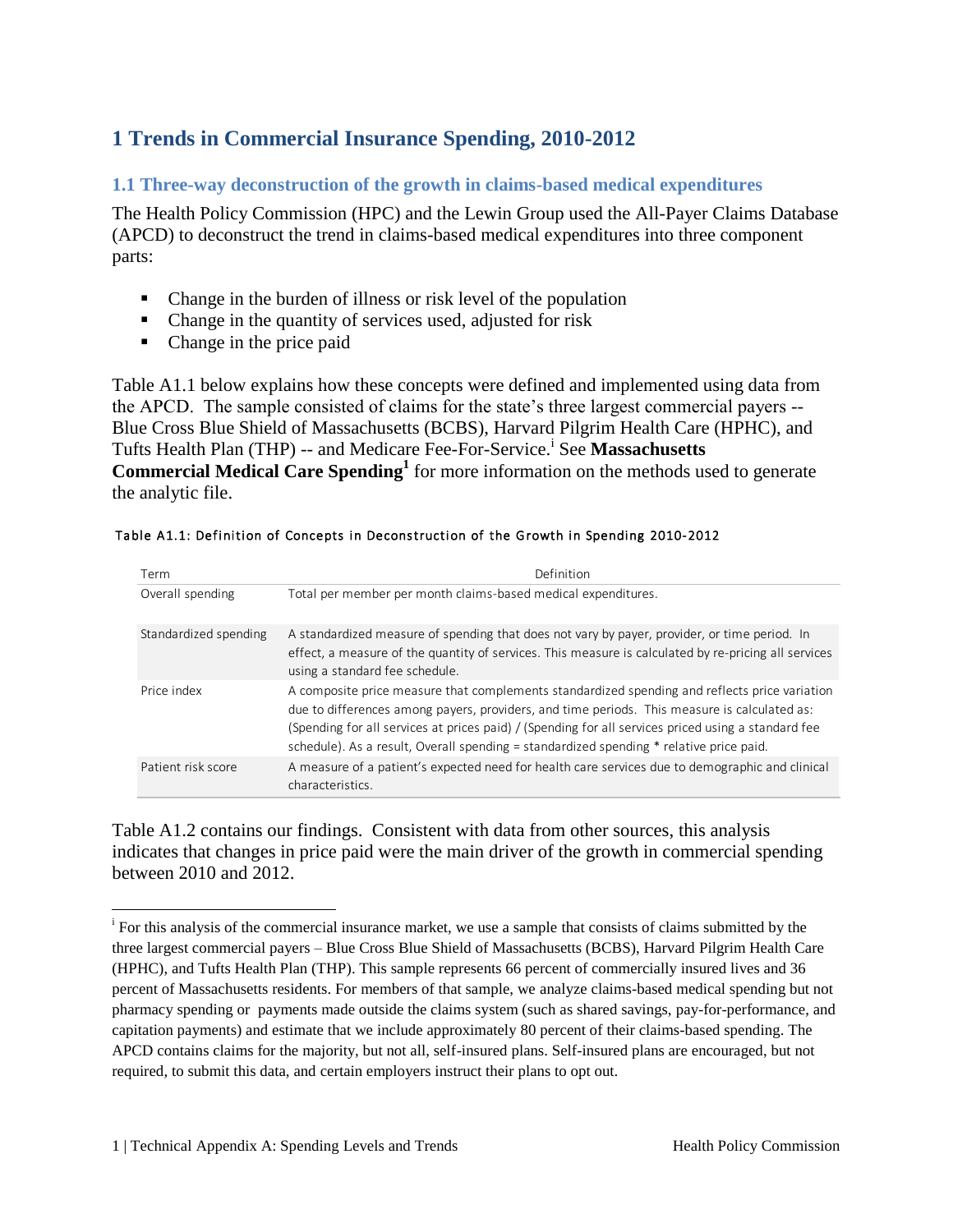# 1 Trends in Commercial Insurance Spending, 2010-2012

## 1.1 Three-way deconstruction of the growth in claims-based medical expenditures

The Health Policy Commission (HPC) and the Lewin Group used the All-Payer Claims Database (APCD) to deconstruct the trend in claims-based medical expenditures into three component parts:

- Change in the burden of illness or risk level of the population
- Change in the quantity of services used, adjusted for risk
- Change in the price paid

Table A1.1 below explains how these concepts were defined and implemented using data from the APCD. The sample consisted of claims for the state's three largest commercial payers -- Blue Cross Blue Shield of Massachusetts (BCBS), Harvard Pilgrim Health Care (HPHC), and Tufts Health Plan (THP) -- and Medicare Fee-For-Service.[i] See **Massachusetts Commercial Medical Care Spending**[1] for more information on the methods used to generate the analytic file.

Table A1.1: Definition of Concepts in Deconstruction of the Growth in Spending 2010-2012

| Term | Definition |
|---|---|
| Overall spending | Total per member per month claims-based medical expenditures. |
| Standardized spending | A standardized measure of spending that does not vary by payer, provider, or time period. In effect, a measure of the quantity of services. This measure is calculated by re-pricing all services using a standard fee schedule. |
| Price index | A composite price measure that complements standardized spending and reflects price variation due to differences among payers, providers, and time periods. This measure is calculated as: (Spending for all services at prices paid) / (Spending for all services priced using a standard fee schedule). As a result, Overall spending = standardized spending * relative price paid. |
| Patient risk score | A measure of a patient's expected need for health care services due to demographic and clinical characteristics. |

Table A1.2 contains our findings. Consistent with data from other sources, this analysis indicates that changes in price paid were the main driver of the growth in commercial spending between 2010 and 2012.

---

[i] For this analysis of the commercial insurance market, we use a sample that consists of claims submitted by the three largest commercial payers – Blue Cross Blue Shield of Massachusetts (BCBS), Harvard Pilgrim Health Care (HPHC), and Tufts Health Plan (THP). This sample represents 66 percent of commercially insured lives and 36 percent of Massachusetts residents. For members of that sample, we analyze claims-based medical spending but not pharmacy spending or payments made outside the claims system (such as shared savings, pay-for-performance, and capitation payments) and estimate that we include approximately 80 percent of their claims-based spending. The APCD contains claims for the majority, but not all, self-insured plans. Self-insured plans are encouraged, but not required, to submit this data, and certain employers instruct their plans to opt out.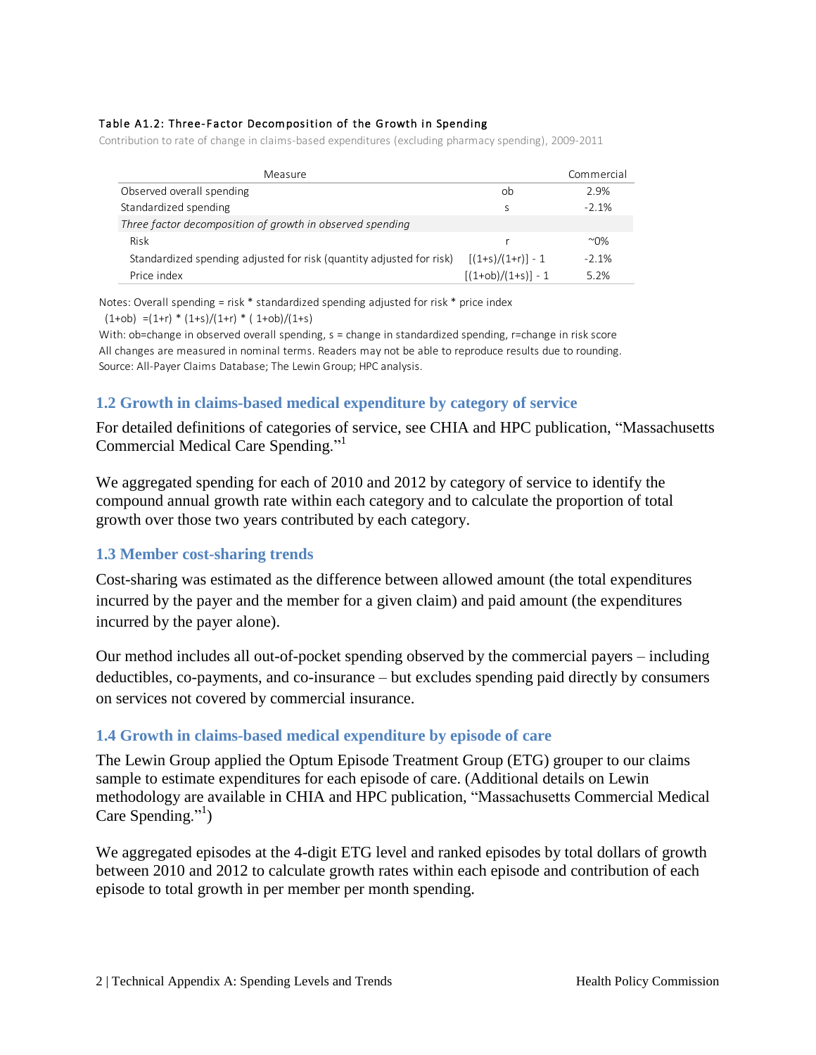Table A1.2: Three-Factor Decomposition of the Growth in Spending

Contribution to rate of change in claims-based expenditures (excluding pharmacy spending), 2009-2011

| Measure | | Commercial |
|---|---|---|
| Observed overall spending | ob | 2.9% |
| Standardized spending | s | -2.1% |
| *Three factor decomposition of growth in observed spending* | | |
| Risk | r | ~0% |
| Standardized spending adjusted for risk (quantity adjusted for risk) | [(1+s)/(1+r)] - 1 | -2.1% |
| Price index | [(1+ob)/(1+s)] - 1 | 5.2% |

Notes: Overall spending = risk * standardized spending adjusted for risk * price index

$(1+ob) = (1+r) * (1+s)/(1+r) * (1+ob)/(1+s)$

With: ob=change in observed overall spending, s = change in standardized spending, r=change in risk score

All changes are measured in nominal terms. Readers may not be able to reproduce results due to rounding.

Source: All-Payer Claims Database; The Lewin Group; HPC analysis.

### 1.2 Growth in claims-based medical expenditure by category of service

For detailed definitions of categories of service, see CHIA and HPC publication, "Massachusetts Commercial Medical Care Spending."[1]

We aggregated spending for each of 2010 and 2012 by category of service to identify the compound annual growth rate within each category and to calculate the proportion of total growth over those two years contributed by each category.

### 1.3 Member cost-sharing trends

Cost-sharing was estimated as the difference between allowed amount (the total expenditures incurred by the payer and the member for a given claim) and paid amount (the expenditures incurred by the payer alone).

Our method includes all out-of-pocket spending observed by the commercial payers – including deductibles, co-payments, and co-insurance – but excludes spending paid directly by consumers on services not covered by commercial insurance.

### 1.4 Growth in claims-based medical expenditure by episode of care

The Lewin Group applied the Optum Episode Treatment Group (ETG) grouper to our claims sample to estimate expenditures for each episode of care. (Additional details on Lewin methodology are available in CHIA and HPC publication, "Massachusetts Commercial Medical Care Spending."[1])

We aggregated episodes at the 4-digit ETG level and ranked episodes by total dollars of growth between 2010 and 2012 to calculate growth rates within each episode and contribution of each episode to total growth in per member per month spending.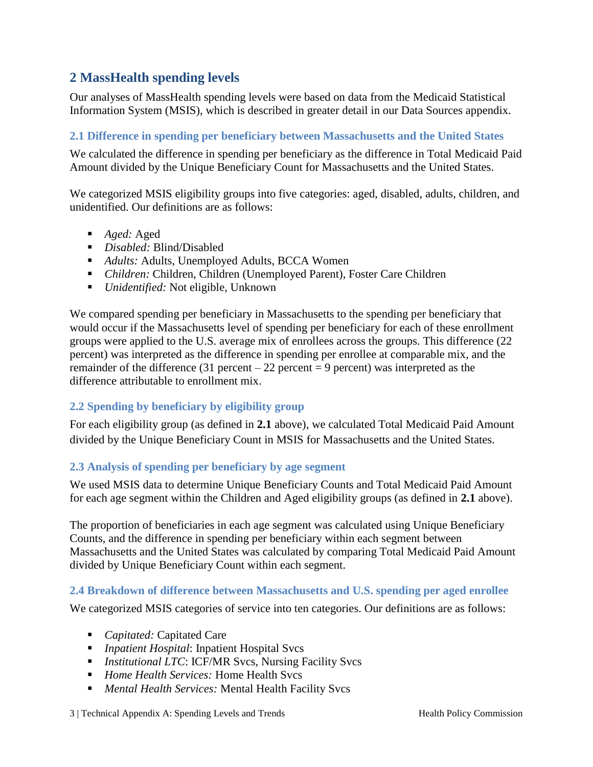## 2 MassHealth spending levels

Our analyses of MassHealth spending levels were based on data from the Medicaid Statistical Information System (MSIS), which is described in greater detail in our Data Sources appendix.

### 2.1 Difference in spending per beneficiary between Massachusetts and the United States

We calculated the difference in spending per beneficiary as the difference in Total Medicaid Paid Amount divided by the Unique Beneficiary Count for Massachusetts and the United States.

We categorized MSIS eligibility groups into five categories: aged, disabled, adults, children, and unidentified. Our definitions are as follows:

- *Aged:* Aged
- *Disabled:* Blind/Disabled
- *Adults:* Adults, Unemployed Adults, BCCA Women
- *Children:* Children, Children (Unemployed Parent), Foster Care Children
- *Unidentified:* Not eligible, Unknown

We compared spending per beneficiary in Massachusetts to the spending per beneficiary that would occur if the Massachusetts level of spending per beneficiary for each of these enrollment groups were applied to the U.S. average mix of enrollees across the groups. This difference (22 percent) was interpreted as the difference in spending per enrollee at comparable mix, and the remainder of the difference (31 percent – 22 percent = 9 percent) was interpreted as the difference attributable to enrollment mix.

### 2.2 Spending by beneficiary by eligibility group

For each eligibility group (as defined in **2.1** above), we calculated Total Medicaid Paid Amount divided by the Unique Beneficiary Count in MSIS for Massachusetts and the United States.

### 2.3 Analysis of spending per beneficiary by age segment

We used MSIS data to determine Unique Beneficiary Counts and Total Medicaid Paid Amount for each age segment within the Children and Aged eligibility groups (as defined in **2.1** above).

The proportion of beneficiaries in each age segment was calculated using Unique Beneficiary Counts, and the difference in spending per beneficiary within each segment between Massachusetts and the United States was calculated by comparing Total Medicaid Paid Amount divided by Unique Beneficiary Count within each segment.

### 2.4 Breakdown of difference between Massachusetts and U.S. spending per aged enrollee

We categorized MSIS categories of service into ten categories. Our definitions are as follows:

- *Capitated:* Capitated Care
- *Inpatient Hospital*: Inpatient Hospital Svcs
- *Institutional LTC*: ICF/MR Svcs, Nursing Facility Svcs
- *Home Health Services:* Home Health Svcs
- *Mental Health Services:* Mental Health Facility Svcs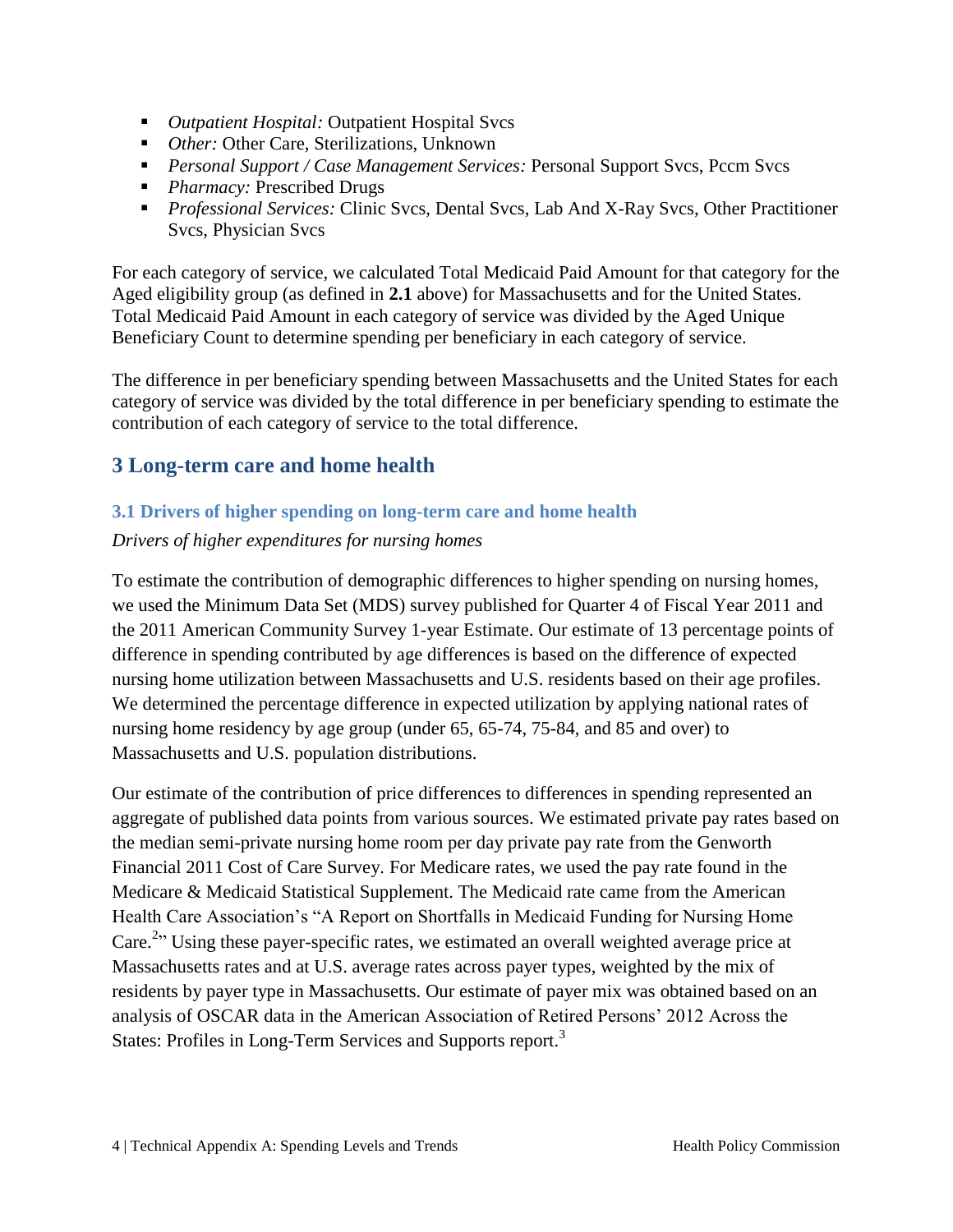- *Outpatient Hospital:* Outpatient Hospital Svcs
- *Other:* Other Care, Sterilizations, Unknown
- *Personal Support / Case Management Services:* Personal Support Svcs, Pccm Svcs
- *Pharmacy:* Prescribed Drugs
- *Professional Services:* Clinic Svcs, Dental Svcs, Lab And X-Ray Svcs, Other Practitioner Svcs, Physician Svcs

For each category of service, we calculated Total Medicaid Paid Amount for that category for the Aged eligibility group (as defined in **2.1** above) for Massachusetts and for the United States. Total Medicaid Paid Amount in each category of service was divided by the Aged Unique Beneficiary Count to determine spending per beneficiary in each category of service.

The difference in per beneficiary spending between Massachusetts and the United States for each category of service was divided by the total difference in per beneficiary spending to estimate the contribution of each category of service to the total difference.

## 3 Long-term care and home health

### 3.1 Drivers of higher spending on long-term care and home health

*Drivers of higher expenditures for nursing homes*

To estimate the contribution of demographic differences to higher spending on nursing homes, we used the Minimum Data Set (MDS) survey published for Quarter 4 of Fiscal Year 2011 and the 2011 American Community Survey 1-year Estimate. Our estimate of 13 percentage points of difference in spending contributed by age differences is based on the difference of expected nursing home utilization between Massachusetts and U.S. residents based on their age profiles. We determined the percentage difference in expected utilization by applying national rates of nursing home residency by age group (under 65, 65-74, 75-84, and 85 and over) to Massachusetts and U.S. population distributions.

Our estimate of the contribution of price differences to differences in spending represented an aggregate of published data points from various sources. We estimated private pay rates based on the median semi-private nursing home room per day private pay rate from the Genworth Financial 2011 Cost of Care Survey. For Medicare rates, we used the pay rate found in the Medicare & Medicaid Statistical Supplement. The Medicaid rate came from the American Health Care Association's "A Report on Shortfalls in Medicaid Funding for Nursing Home Care.[2]" Using these payer-specific rates, we estimated an overall weighted average price at Massachusetts rates and at U.S. average rates across payer types, weighted by the mix of residents by payer type in Massachusetts. Our estimate of payer mix was obtained based on an analysis of OSCAR data in the American Association of Retired Persons' 2012 Across the States: Profiles in Long-Term Services and Supports report.[3]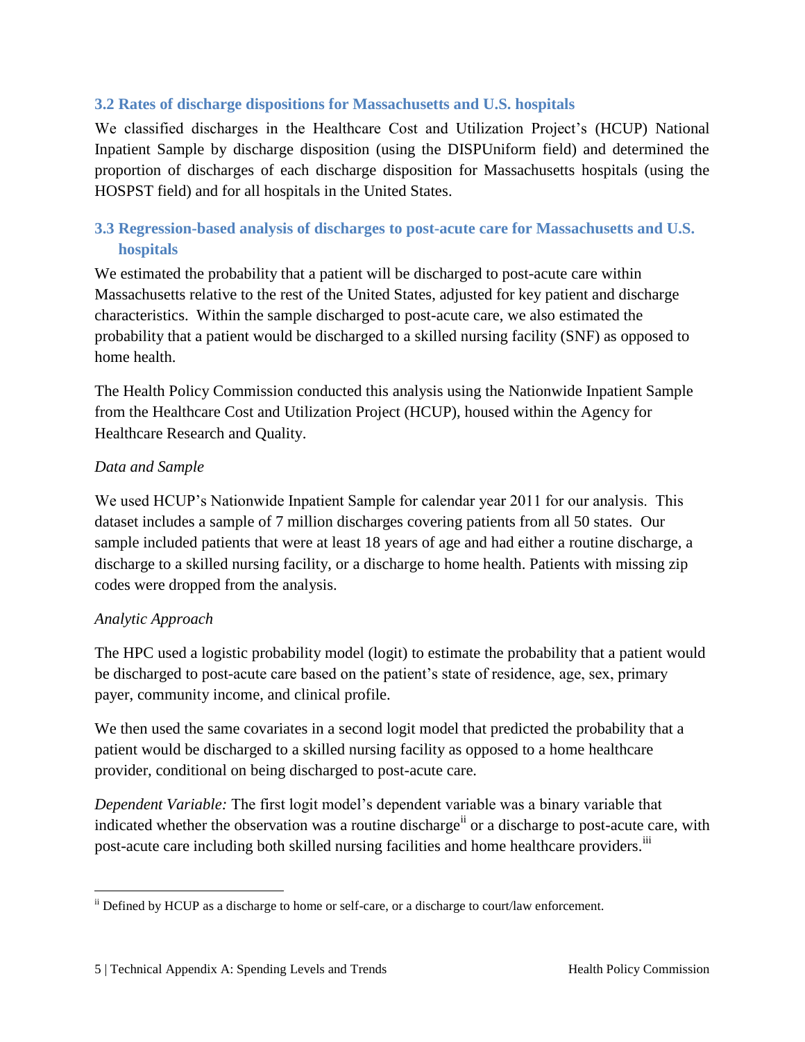### 3.2 Rates of discharge dispositions for Massachusetts and U.S. hospitals

We classified discharges in the Healthcare Cost and Utilization Project's (HCUP) National Inpatient Sample by discharge disposition (using the DISPUniform field) and determined the proportion of discharges of each discharge disposition for Massachusetts hospitals (using the HOSPST field) and for all hospitals in the United States.

### 3.3 Regression-based analysis of discharges to post-acute care for Massachusetts and U.S. hospitals

We estimated the probability that a patient will be discharged to post-acute care within Massachusetts relative to the rest of the United States, adjusted for key patient and discharge characteristics. Within the sample discharged to post-acute care, we also estimated the probability that a patient would be discharged to a skilled nursing facility (SNF) as opposed to home health.

The Health Policy Commission conducted this analysis using the Nationwide Inpatient Sample from the Healthcare Cost and Utilization Project (HCUP), housed within the Agency for Healthcare Research and Quality.

*Data and Sample*

We used HCUP's Nationwide Inpatient Sample for calendar year 2011 for our analysis. This dataset includes a sample of 7 million discharges covering patients from all 50 states. Our sample included patients that were at least 18 years of age and had either a routine discharge, a discharge to a skilled nursing facility, or a discharge to home health. Patients with missing zip codes were dropped from the analysis.

*Analytic Approach*

The HPC used a logistic probability model (logit) to estimate the probability that a patient would be discharged to post-acute care based on the patient's state of residence, age, sex, primary payer, community income, and clinical profile.

We then used the same covariates in a second logit model that predicted the probability that a patient would be discharged to a skilled nursing facility as opposed to a home healthcare provider, conditional on being discharged to post-acute care.

*Dependent Variable:* The first logit model's dependent variable was a binary variable that indicated whether the observation was a routine discharge[ii] or a discharge to post-acute care, with post-acute care including both skilled nursing facilities and home healthcare providers.[iii]

---

[ii] Defined by HCUP as a discharge to home or self-care, or a discharge to court/law enforcement.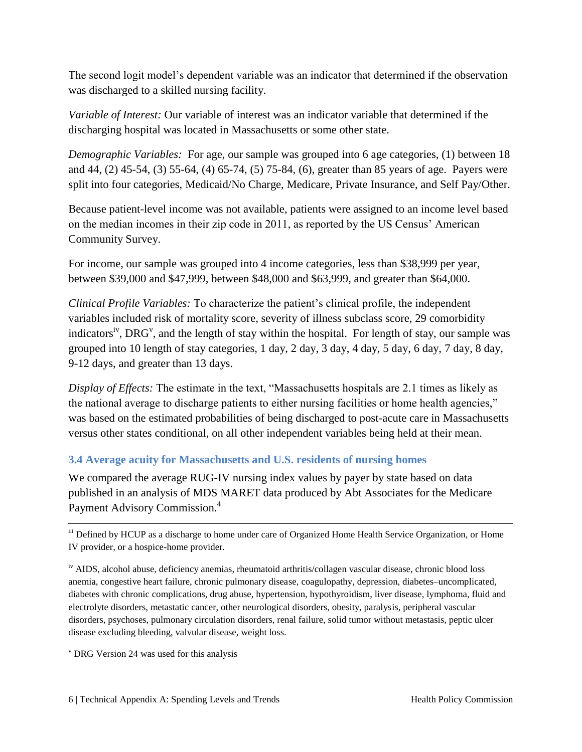The second logit model's dependent variable was an indicator that determined if the observation was discharged to a skilled nursing facility.

*Variable of Interest:* Our variable of interest was an indicator variable that determined if the discharging hospital was located in Massachusetts or some other state.

*Demographic Variables:* For age, our sample was grouped into 6 age categories, (1) between 18 and 44, (2) 45-54, (3) 55-64, (4) 65-74, (5) 75-84, (6), greater than 85 years of age. Payers were split into four categories, Medicaid/No Charge, Medicare, Private Insurance, and Self Pay/Other.

Because patient-level income was not available, patients were assigned to an income level based on the median incomes in their zip code in 2011, as reported by the US Census' American Community Survey.

For income, our sample was grouped into 4 income categories, less than $38,999 per year, between $39,000 and $47,999, between $48,000 and $63,999, and greater than $64,000.

*Clinical Profile Variables:* To characterize the patient's clinical profile, the independent variables included risk of mortality score, severity of illness subclass score, 29 comorbidity indicators[iv], DRG[v], and the length of stay within the hospital. For length of stay, our sample was grouped into 10 length of stay categories, 1 day, 2 day, 3 day, 4 day, 5 day, 6 day, 7 day, 8 day, 9-12 days, and greater than 13 days.

*Display of Effects:* The estimate in the text, "Massachusetts hospitals are 2.1 times as likely as the national average to discharge patients to either nursing facilities or home health agencies," was based on the estimated probabilities of being discharged to post-acute care in Massachusetts versus other states conditional, on all other independent variables being held at their mean.

### 3.4 Average acuity for Massachusetts and U.S. residents of nursing homes

We compared the average RUG-IV nursing index values by payer by state based on data published in an analysis of MDS MARET data produced by Abt Associates for the Medicare Payment Advisory Commission.[4]

---

[iii] Defined by HCUP as a discharge to home under care of Organized Home Health Service Organization, or Home IV provider, or a hospice-home provider.

[iv] AIDS, alcohol abuse, deficiency anemias, rheumatoid arthritis/collagen vascular disease, chronic blood loss anemia, congestive heart failure, chronic pulmonary disease, coagulopathy, depression, diabetes–uncomplicated, diabetes with chronic complications, drug abuse, hypertension, hypothyroidism, liver disease, lymphoma, fluid and electrolyte disorders, metastatic cancer, other neurological disorders, obesity, paralysis, peripheral vascular disorders, psychoses, pulmonary circulation disorders, renal failure, solid tumor without metastasis, peptic ulcer disease excluding bleeding, valvular disease, weight loss.

[v] DRG Version 24 was used for this analysis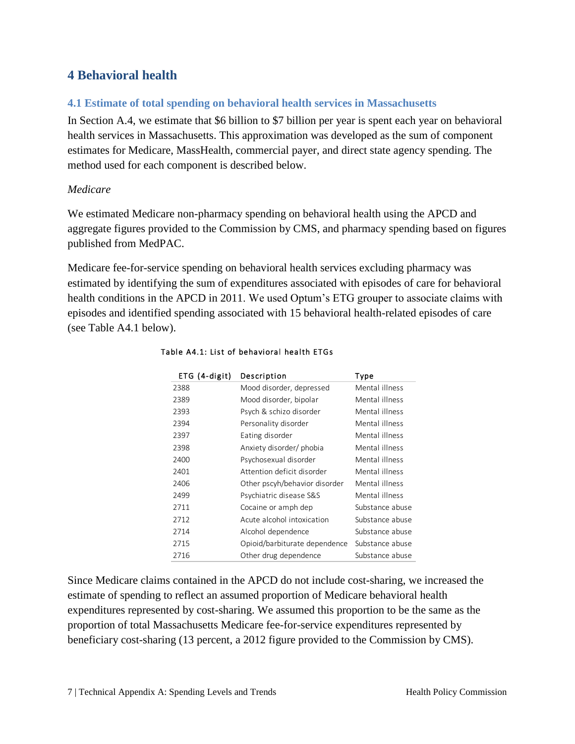# 4 Behavioral health

## 4.1 Estimate of total spending on behavioral health services in Massachusetts

In Section A.4, we estimate that $6 billion to $7 billion per year is spent each year on behavioral health services in Massachusetts. This approximation was developed as the sum of component estimates for Medicare, MassHealth, commercial payer, and direct state agency spending. The method used for each component is described below.

*Medicare*

We estimated Medicare non-pharmacy spending on behavioral health using the APCD and aggregate figures provided to the Commission by CMS, and pharmacy spending based on figures published from MedPAC.

Medicare fee-for-service spending on behavioral health services excluding pharmacy was estimated by identifying the sum of expenditures associated with episodes of care for behavioral health conditions in the APCD in 2011. We used Optum's ETG grouper to associate claims with episodes and identified spending associated with 15 behavioral health-related episodes of care (see Table A4.1 below).

Table A4.1: List of behavioral health ETGs

| ETG (4-digit) | Description | Type |
|---|---|---|
| 2388 | Mood disorder, depressed | Mental illness |
| 2389 | Mood disorder, bipolar | Mental illness |
| 2393 | Psych & schizo disorder | Mental illness |
| 2394 | Personality disorder | Mental illness |
| 2397 | Eating disorder | Mental illness |
| 2398 | Anxiety disorder/ phobia | Mental illness |
| 2400 | Psychosexual disorder | Mental illness |
| 2401 | Attention deficit disorder | Mental illness |
| 2406 | Other pscyh/behavior disorder | Mental illness |
| 2499 | Psychiatric disease S&S | Mental illness |
| 2711 | Cocaine or amph dep | Substance abuse |
| 2712 | Acute alcohol intoxication | Substance abuse |
| 2714 | Alcohol dependence | Substance abuse |
| 2715 | Opioid/barbiturate dependence | Substance abuse |
| 2716 | Other drug dependence | Substance abuse |

Since Medicare claims contained in the APCD do not include cost-sharing, we increased the estimate of spending to reflect an assumed proportion of Medicare behavioral health expenditures represented by cost-sharing. We assumed this proportion to be the same as the proportion of total Massachusetts Medicare fee-for-service expenditures represented by beneficiary cost-sharing (13 percent, a 2012 figure provided to the Commission by CMS).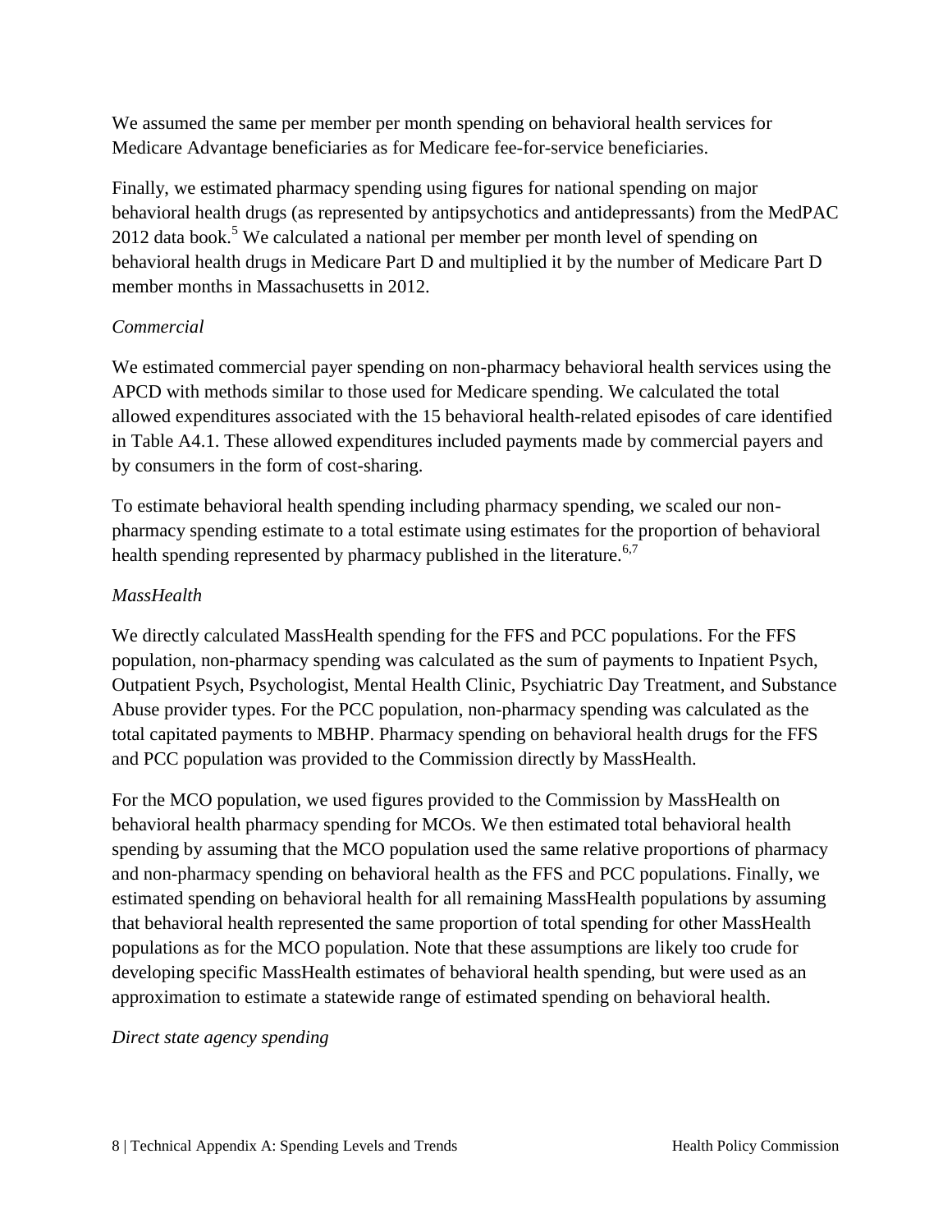We assumed the same per member per month spending on behavioral health services for Medicare Advantage beneficiaries as for Medicare fee-for-service beneficiaries.

Finally, we estimated pharmacy spending using figures for national spending on major behavioral health drugs (as represented by antipsychotics and antidepressants) from the MedPAC 2012 data book.[5] We calculated a national per member per month level of spending on behavioral health drugs in Medicare Part D and multiplied it by the number of Medicare Part D member months in Massachusetts in 2012.

*Commercial*

We estimated commercial payer spending on non-pharmacy behavioral health services using the APCD with methods similar to those used for Medicare spending. We calculated the total allowed expenditures associated with the 15 behavioral health-related episodes of care identified in Table A4.1. These allowed expenditures included payments made by commercial payers and by consumers in the form of cost-sharing.

To estimate behavioral health spending including pharmacy spending, we scaled our non-pharmacy spending estimate to a total estimate using estimates for the proportion of behavioral health spending represented by pharmacy published in the literature.[6,7]

*MassHealth*

We directly calculated MassHealth spending for the FFS and PCC populations. For the FFS population, non-pharmacy spending was calculated as the sum of payments to Inpatient Psych, Outpatient Psych, Psychologist, Mental Health Clinic, Psychiatric Day Treatment, and Substance Abuse provider types. For the PCC population, non-pharmacy spending was calculated as the total capitated payments to MBHP. Pharmacy spending on behavioral health drugs for the FFS and PCC population was provided to the Commission directly by MassHealth.

For the MCO population, we used figures provided to the Commission by MassHealth on behavioral health pharmacy spending for MCOs. We then estimated total behavioral health spending by assuming that the MCO population used the same relative proportions of pharmacy and non-pharmacy spending on behavioral health as the FFS and PCC populations. Finally, we estimated spending on behavioral health for all remaining MassHealth populations by assuming that behavioral health represented the same proportion of total spending for other MassHealth populations as for the MCO population. Note that these assumptions are likely too crude for developing specific MassHealth estimates of behavioral health spending, but were used as an approximation to estimate a statewide range of estimated spending on behavioral health.

*Direct state agency spending*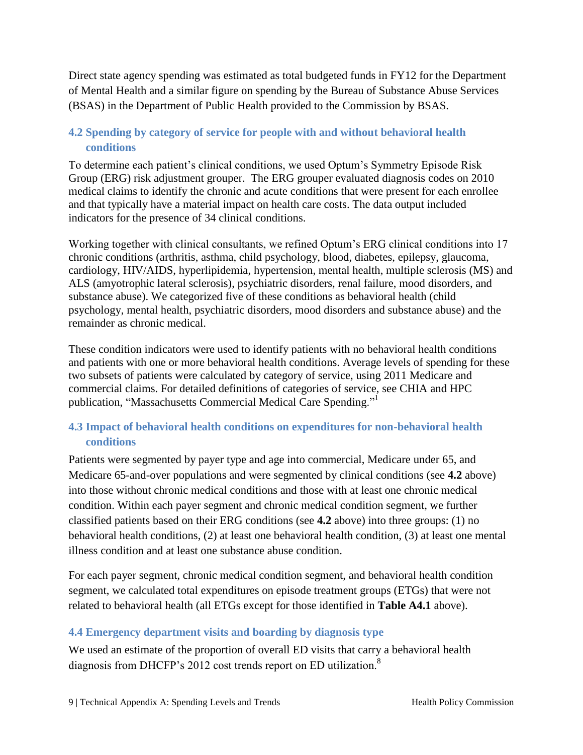Direct state agency spending was estimated as total budgeted funds in FY12 for the Department of Mental Health and a similar figure on spending by the Bureau of Substance Abuse Services (BSAS) in the Department of Public Health provided to the Commission by BSAS.

### 4.2 Spending by category of service for people with and without behavioral health conditions

To determine each patient's clinical conditions, we used Optum's Symmetry Episode Risk Group (ERG) risk adjustment grouper. The ERG grouper evaluated diagnosis codes on 2010 medical claims to identify the chronic and acute conditions that were present for each enrollee and that typically have a material impact on health care costs. The data output included indicators for the presence of 34 clinical conditions.

Working together with clinical consultants, we refined Optum's ERG clinical conditions into 17 chronic conditions (arthritis, asthma, child psychology, blood, diabetes, epilepsy, glaucoma, cardiology, HIV/AIDS, hyperlipidemia, hypertension, mental health, multiple sclerosis (MS) and ALS (amyotrophic lateral sclerosis), psychiatric disorders, renal failure, mood disorders, and substance abuse). We categorized five of these conditions as behavioral health (child psychology, mental health, psychiatric disorders, mood disorders and substance abuse) and the remainder as chronic medical.

These condition indicators were used to identify patients with no behavioral health conditions and patients with one or more behavioral health conditions. Average levels of spending for these two subsets of patients were calculated by category of service, using 2011 Medicare and commercial claims. For detailed definitions of categories of service, see CHIA and HPC publication, "Massachusetts Commercial Medical Care Spending."[1]

### 4.3 Impact of behavioral health conditions on expenditures for non-behavioral health conditions

Patients were segmented by payer type and age into commercial, Medicare under 65, and Medicare 65-and-over populations and were segmented by clinical conditions (see **4.2** above) into those without chronic medical conditions and those with at least one chronic medical condition. Within each payer segment and chronic medical condition segment, we further classified patients based on their ERG conditions (see **4.2** above) into three groups: (1) no behavioral health conditions, (2) at least one behavioral health condition, (3) at least one mental illness condition and at least one substance abuse condition.

For each payer segment, chronic medical condition segment, and behavioral health condition segment, we calculated total expenditures on episode treatment groups (ETGs) that were not related to behavioral health (all ETGs except for those identified in **Table A4.1** above).

### 4.4 Emergency department visits and boarding by diagnosis type

We used an estimate of the proportion of overall ED visits that carry a behavioral health diagnosis from DHCFP's 2012 cost trends report on ED utilization.[8]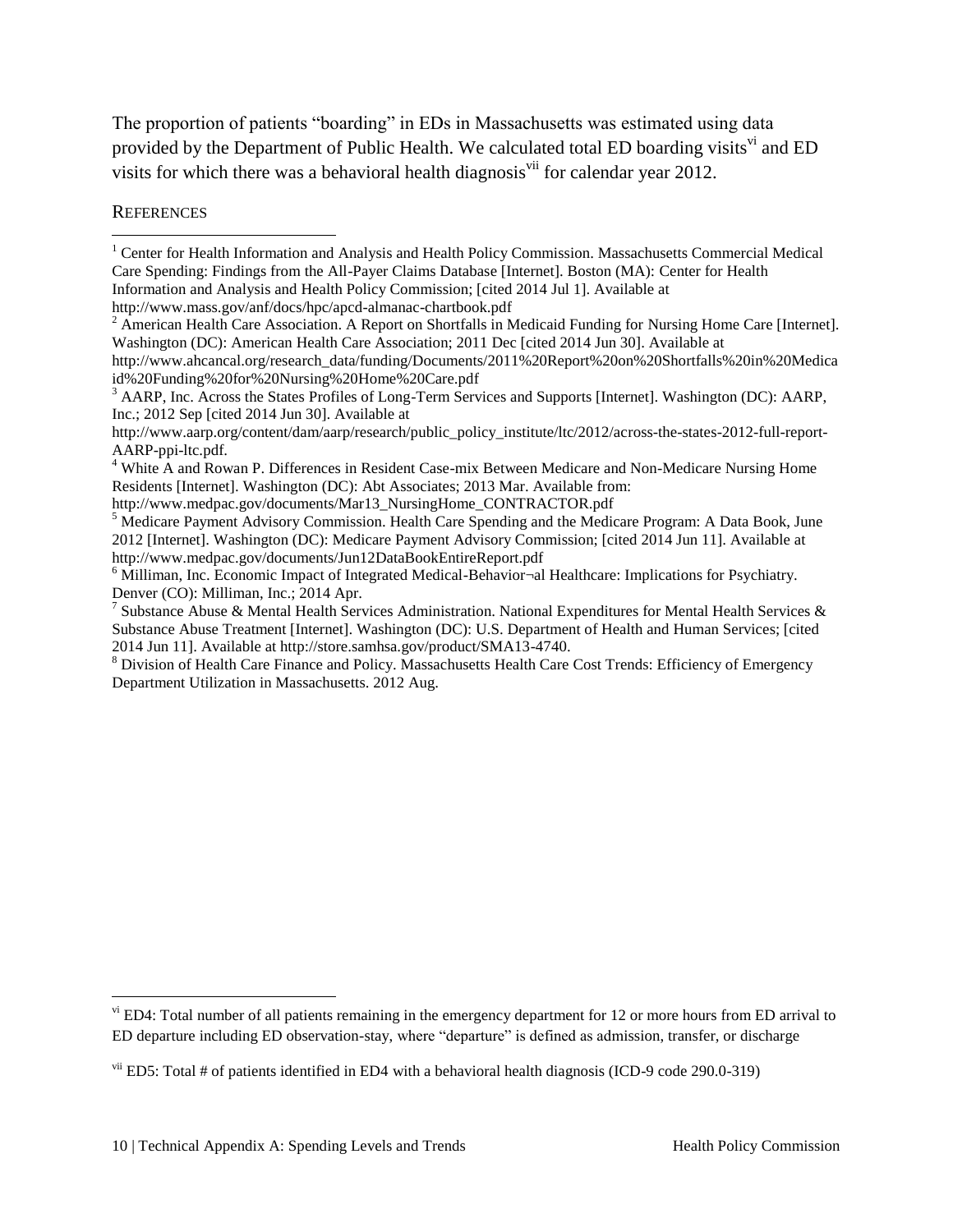The proportion of patients "boarding" in EDs in Massachusetts was estimated using data provided by the Department of Public Health. We calculated total ED boarding visits[vi] and ED visits for which there was a behavioral health diagnosis[vii] for calendar year 2012.

## REFERENCES

[1] Center for Health Information and Analysis and Health Policy Commission. Massachusetts Commercial Medical Care Spending: Findings from the All-Payer Claims Database [Internet]. Boston (MA): Center for Health Information and Analysis and Health Policy Commission; [cited 2014 Jul 1]. Available at http://www.mass.gov/anf/docs/hpc/apcd-almanac-chartbook.pdf

[2] American Health Care Association. A Report on Shortfalls in Medicaid Funding for Nursing Home Care [Internet]. Washington (DC): American Health Care Association; 2011 Dec [cited 2014 Jun 30]. Available at http://www.ahcancal.org/research_data/funding/Documents/2011%20Report%20on%20Shortfalls%20in%20Medicaid%20Funding%20for%20Nursing%20Home%20Care.pdf

[3] AARP, Inc. Across the States Profiles of Long-Term Services and Supports [Internet]. Washington (DC): AARP, Inc.; 2012 Sep [cited 2014 Jun 30]. Available at http://www.aarp.org/content/dam/aarp/research/public_policy_institute/ltc/2012/across-the-states-2012-full-report-AARP-ppi-ltc.pdf.

[4] White A and Rowan P. Differences in Resident Case-mix Between Medicare and Non-Medicare Nursing Home Residents [Internet]. Washington (DC): Abt Associates; 2013 Mar. Available from: http://www.medpac.gov/documents/Mar13_NursingHome_CONTRACTOR.pdf

[5] Medicare Payment Advisory Commission. Health Care Spending and the Medicare Program: A Data Book, June 2012 [Internet]. Washington (DC): Medicare Payment Advisory Commission; [cited 2014 Jun 11]. Available at http://www.medpac.gov/documents/Jun12DataBookEntireReport.pdf

[6] Milliman, Inc. Economic Impact of Integrated Medical-Behavior¬al Healthcare: Implications for Psychiatry. Denver (CO): Milliman, Inc.; 2014 Apr.

[7] Substance Abuse & Mental Health Services Administration. National Expenditures for Mental Health Services & Substance Abuse Treatment [Internet]. Washington (DC): U.S. Department of Health and Human Services; [cited 2014 Jun 11]. Available at http://store.samhsa.gov/product/SMA13-4740.

[8] Division of Health Care Finance and Policy. Massachusetts Health Care Cost Trends: Efficiency of Emergency Department Utilization in Massachusetts. 2012 Aug.

---

[vi] ED4: Total number of all patients remaining in the emergency department for 12 or more hours from ED arrival to ED departure including ED observation-stay, where "departure" is defined as admission, transfer, or discharge

[vii] ED5: Total # of patients identified in ED4 with a behavioral health diagnosis (ICD-9 code 290.0-319)